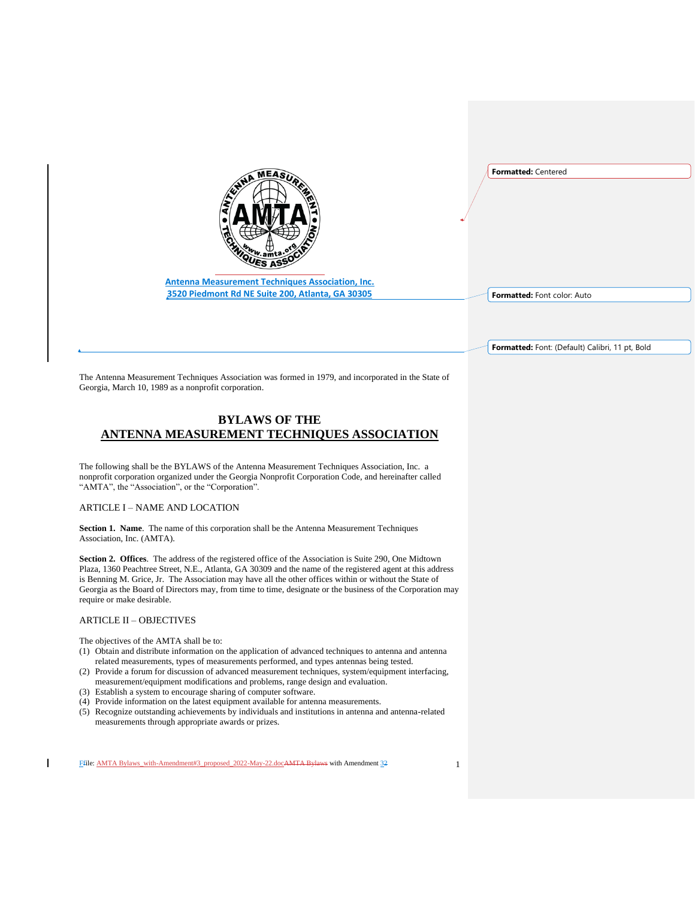**Antenna Measurement Techniques Association, Inc.**
**3520 Piedmont Rd NE Suite 200, Atlanta, GA 30305**

The Antenna Measurement Techniques Association was formed in 1979, and incorporated in the State of Georgia, March 10, 1989 as a nonprofit corporation.

# BYLAWS OF THE ANTENNA MEASUREMENT TECHNIQUES ASSOCIATION

The following shall be the BYLAWS of the Antenna Measurement Techniques Association, Inc. a nonprofit corporation organized under the Georgia Nonprofit Corporation Code, and hereinafter called "AMTA", the "Association", or the "Corporation".

## ARTICLE I – NAME AND LOCATION

**Section 1. Name**. The name of this corporation shall be the Antenna Measurement Techniques Association, Inc. (AMTA).

**Section 2. Offices**. The address of the registered office of the Association is Suite 290, One Midtown Plaza, 1360 Peachtree Street, N.E., Atlanta, GA 30309 and the name of the registered agent at this address is Benning M. Grice, Jr. The Association may have all the other offices within or without the State of Georgia as the Board of Directors may, from time to time, designate or the business of the Corporation may require or make desirable.

## ARTICLE II – OBJECTIVES

The objectives of the AMTA shall be to:

(1) Obtain and distribute information on the application of advanced techniques to antenna and antenna related measurements, types of measurements performed, and types antennas being tested.
(2) Provide a forum for discussion of advanced measurement techniques, system/equipment interfacing, measurement/equipment modifications and problems, range design and evaluation.
(3) Establish a system to encourage sharing of computer software.
(4) Provide information on the latest equipment available for antenna measurements.
(5) Recognize outstanding achievements by individuals and institutions in antenna and antenna-related measurements through appropriate awards or prizes.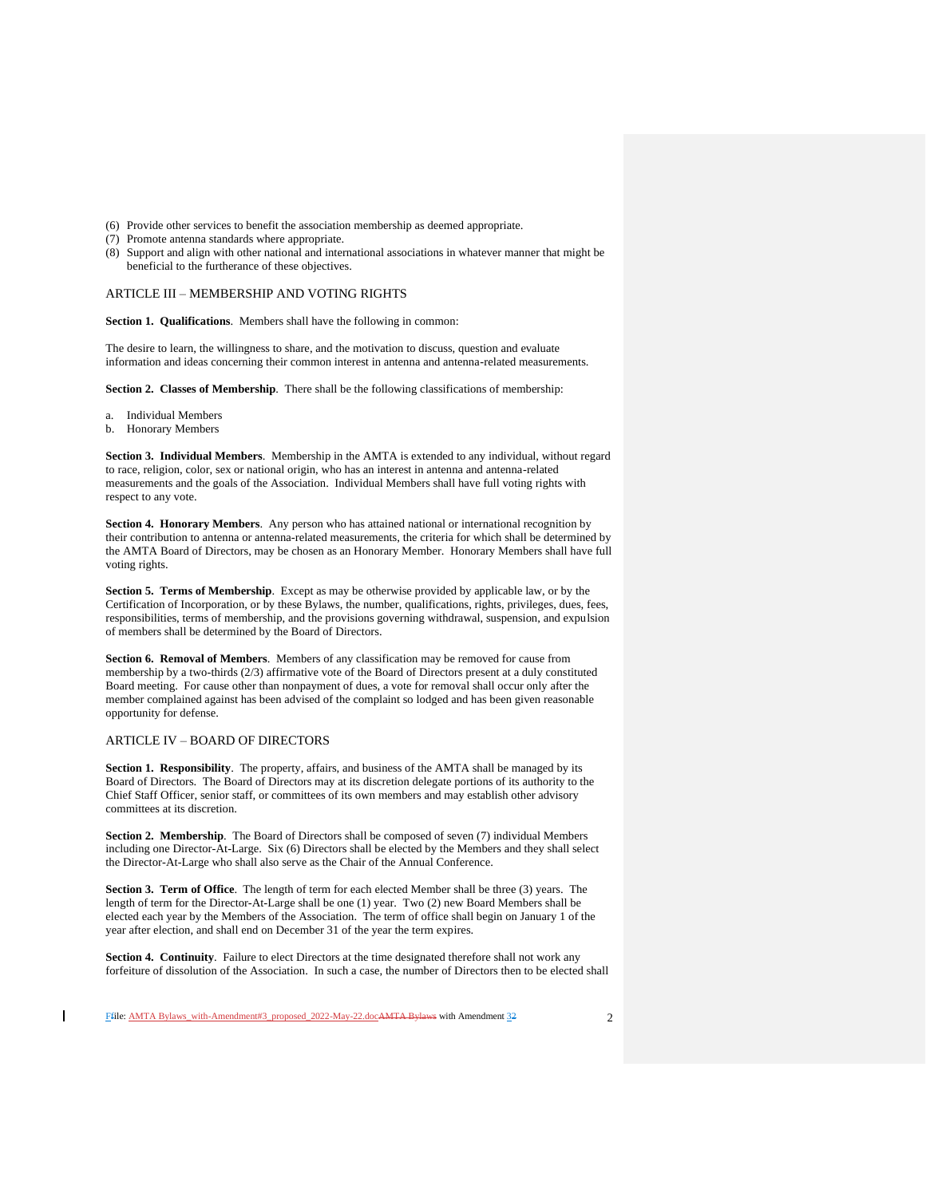(6) Provide other services to benefit the association membership as deemed appropriate.
(7) Promote antenna standards where appropriate.
(8) Support and align with other national and international associations in whatever manner that might be beneficial to the furtherance of these objectives.

## ARTICLE III – MEMBERSHIP AND VOTING RIGHTS

**Section 1. Qualifications**. Members shall have the following in common:

The desire to learn, the willingness to share, and the motivation to discuss, question and evaluate information and ideas concerning their common interest in antenna and antenna-related measurements.

**Section 2. Classes of Membership**. There shall be the following classifications of membership:

a. Individual Members
b. Honorary Members

**Section 3. Individual Members**. Membership in the AMTA is extended to any individual, without regard to race, religion, color, sex or national origin, who has an interest in antenna and antenna-related measurements and the goals of the Association. Individual Members shall have full voting rights with respect to any vote.

**Section 4. Honorary Members**. Any person who has attained national or international recognition by their contribution to antenna or antenna-related measurements, the criteria for which shall be determined by the AMTA Board of Directors, may be chosen as an Honorary Member. Honorary Members shall have full voting rights.

**Section 5. Terms of Membership**. Except as may be otherwise provided by applicable law, or by the Certification of Incorporation, or by these Bylaws, the number, qualifications, rights, privileges, dues, fees, responsibilities, terms of membership, and the provisions governing withdrawal, suspension, and expulsion of members shall be determined by the Board of Directors.

**Section 6. Removal of Members**. Members of any classification may be removed for cause from membership by a two-thirds (2/3) affirmative vote of the Board of Directors present at a duly constituted Board meeting. For cause other than nonpayment of dues, a vote for removal shall occur only after the member complained against has been advised of the complaint so lodged and has been given reasonable opportunity for defense.

## ARTICLE IV – BOARD OF DIRECTORS

**Section 1. Responsibility**. The property, affairs, and business of the AMTA shall be managed by its Board of Directors. The Board of Directors may at its discretion delegate portions of its authority to the Chief Staff Officer, senior staff, or committees of its own members and may establish other advisory committees at its discretion.

**Section 2. Membership**. The Board of Directors shall be composed of seven (7) individual Members including one Director-At-Large. Six (6) Directors shall be elected by the Members and they shall select the Director-At-Large who shall also serve as the Chair of the Annual Conference.

**Section 3. Term of Office**. The length of term for each elected Member shall be three (3) years. The length of term for the Director-At-Large shall be one (1) year. Two (2) new Board Members shall be elected each year by the Members of the Association. The term of office shall begin on January 1 of the year after election, and shall end on December 31 of the year the term expires.

**Section 4. Continuity**. Failure to elect Directors at the time designated therefore shall not work any forfeiture of dissolution of the Association. In such a case, the number of Directors then to be elected shall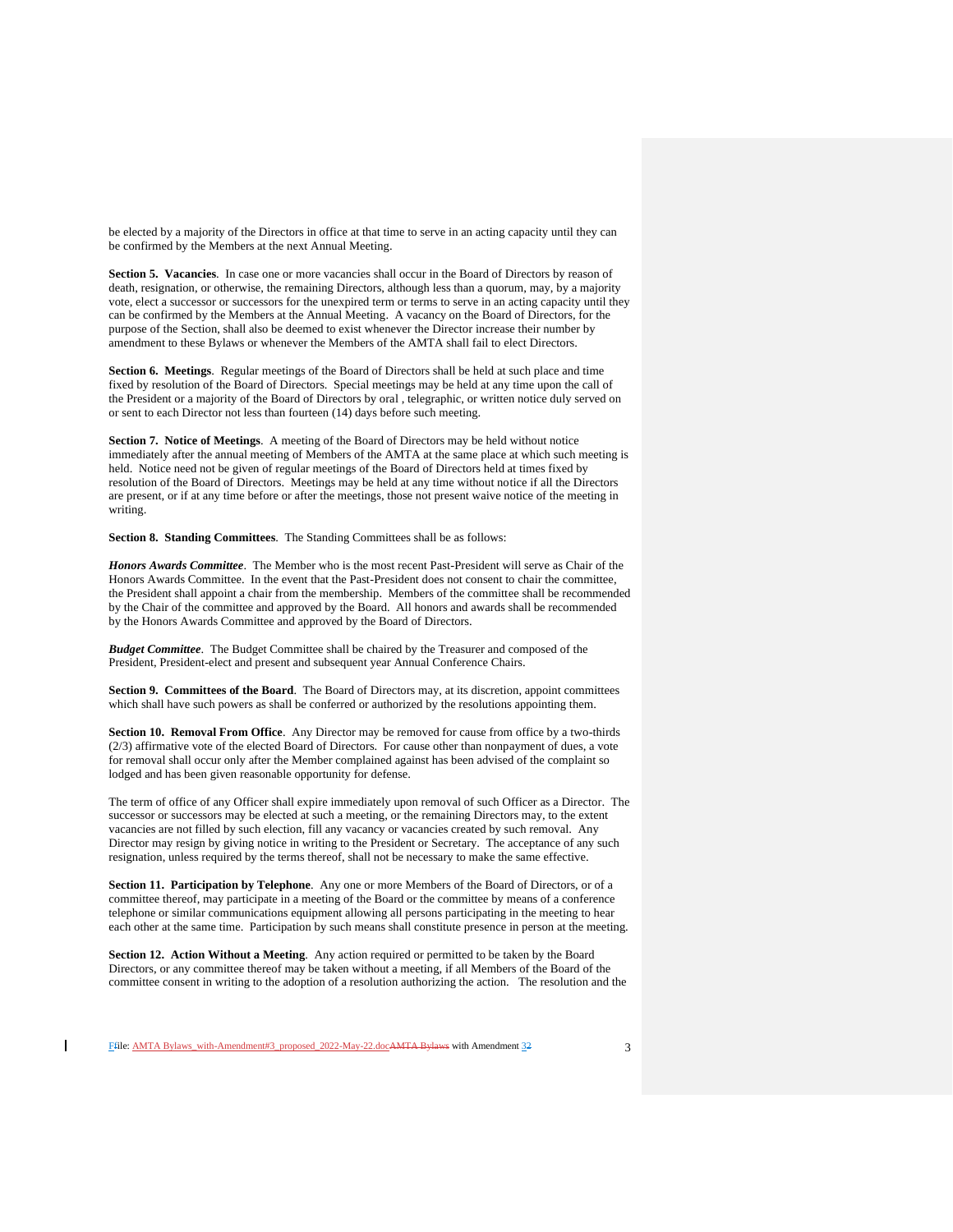be elected by a majority of the Directors in office at that time to serve in an acting capacity until they can be confirmed by the Members at the next Annual Meeting.

**Section 5. Vacancies**. In case one or more vacancies shall occur in the Board of Directors by reason of death, resignation, or otherwise, the remaining Directors, although less than a quorum, may, by a majority vote, elect a successor or successors for the unexpired term or terms to serve in an acting capacity until they can be confirmed by the Members at the Annual Meeting. A vacancy on the Board of Directors, for the purpose of the Section, shall also be deemed to exist whenever the Director increase their number by amendment to these Bylaws or whenever the Members of the AMTA shall fail to elect Directors.

**Section 6. Meetings**. Regular meetings of the Board of Directors shall be held at such place and time fixed by resolution of the Board of Directors. Special meetings may be held at any time upon the call of the President or a majority of the Board of Directors by oral , telegraphic, or written notice duly served on or sent to each Director not less than fourteen (14) days before such meeting.

**Section 7. Notice of Meetings**. A meeting of the Board of Directors may be held without notice immediately after the annual meeting of Members of the AMTA at the same place at which such meeting is held. Notice need not be given of regular meetings of the Board of Directors held at times fixed by resolution of the Board of Directors. Meetings may be held at any time without notice if all the Directors are present, or if at any time before or after the meetings, those not present waive notice of the meeting in writing.

**Section 8. Standing Committees**. The Standing Committees shall be as follows:

***Honors Awards Committee***. The Member who is the most recent Past-President will serve as Chair of the Honors Awards Committee. In the event that the Past-President does not consent to chair the committee, the President shall appoint a chair from the membership. Members of the committee shall be recommended by the Chair of the committee and approved by the Board. All honors and awards shall be recommended by the Honors Awards Committee and approved by the Board of Directors.

***Budget Committee***. The Budget Committee shall be chaired by the Treasurer and composed of the President, President-elect and present and subsequent year Annual Conference Chairs.

**Section 9. Committees of the Board**. The Board of Directors may, at its discretion, appoint committees which shall have such powers as shall be conferred or authorized by the resolutions appointing them.

**Section 10. Removal From Office**. Any Director may be removed for cause from office by a two-thirds (2/3) affirmative vote of the elected Board of Directors. For cause other than nonpayment of dues, a vote for removal shall occur only after the Member complained against has been advised of the complaint so lodged and has been given reasonable opportunity for defense.

The term of office of any Officer shall expire immediately upon removal of such Officer as a Director. The successor or successors may be elected at such a meeting, or the remaining Directors may, to the extent vacancies are not filled by such election, fill any vacancy or vacancies created by such removal. Any Director may resign by giving notice in writing to the President or Secretary. The acceptance of any such resignation, unless required by the terms thereof, shall not be necessary to make the same effective.

**Section 11. Participation by Telephone**. Any one or more Members of the Board of Directors, or of a committee thereof, may participate in a meeting of the Board or the committee by means of a conference telephone or similar communications equipment allowing all persons participating in the meeting to hear each other at the same time. Participation by such means shall constitute presence in person at the meeting.

**Section 12. Action Without a Meeting**. Any action required or permitted to be taken by the Board Directors, or any committee thereof may be taken without a meeting, if all Members of the Board of the committee consent in writing to the adoption of a resolution authorizing the action. The resolution and the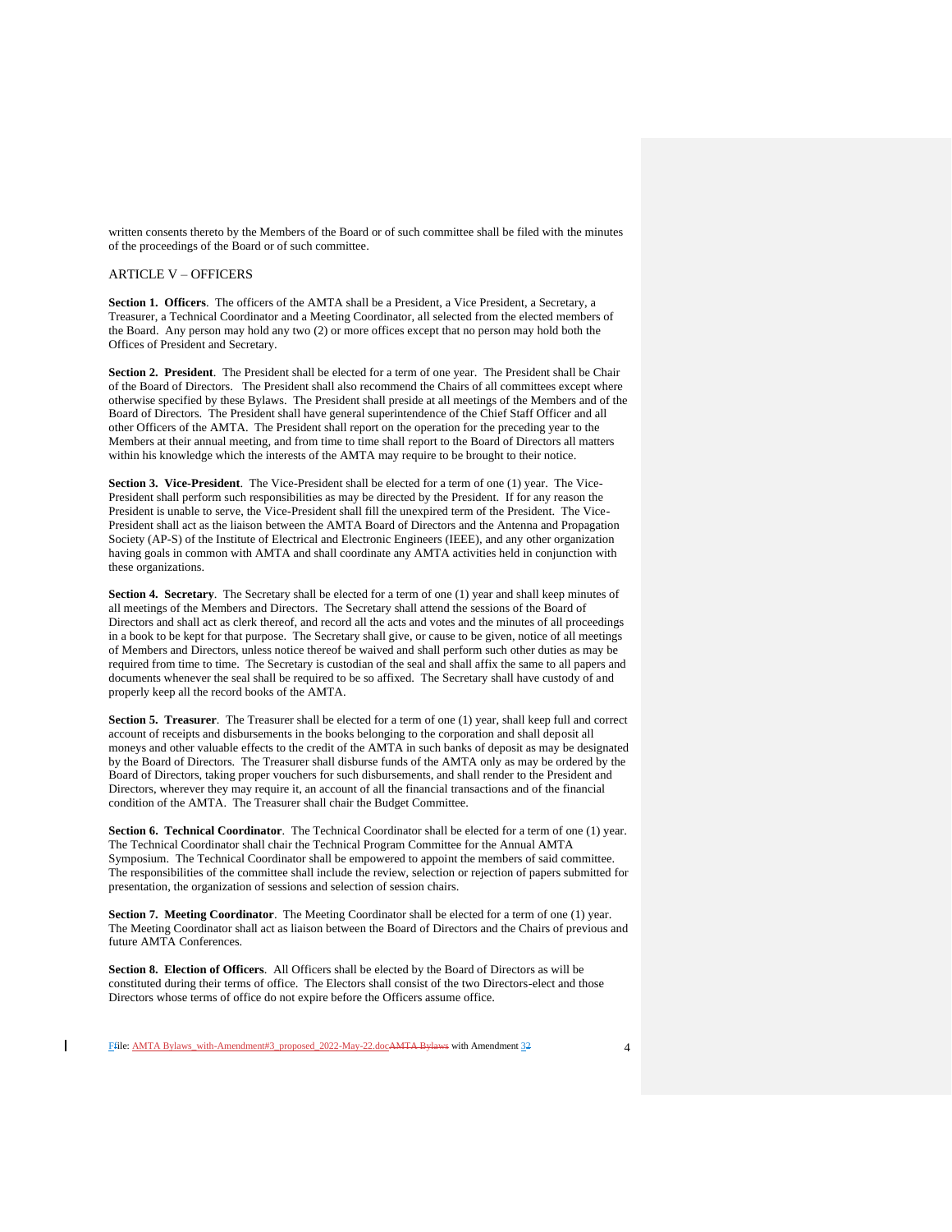written consents thereto by the Members of the Board or of such committee shall be filed with the minutes of the proceedings of the Board or of such committee.

## ARTICLE V – OFFICERS

**Section 1. Officers**. The officers of the AMTA shall be a President, a Vice President, a Secretary, a Treasurer, a Technical Coordinator and a Meeting Coordinator, all selected from the elected members of the Board. Any person may hold any two (2) or more offices except that no person may hold both the Offices of President and Secretary.

**Section 2. President**. The President shall be elected for a term of one year. The President shall be Chair of the Board of Directors. The President shall also recommend the Chairs of all committees except where otherwise specified by these Bylaws. The President shall preside at all meetings of the Members and of the Board of Directors. The President shall have general superintendence of the Chief Staff Officer and all other Officers of the AMTA. The President shall report on the operation for the preceding year to the Members at their annual meeting, and from time to time shall report to the Board of Directors all matters within his knowledge which the interests of the AMTA may require to be brought to their notice.

**Section 3. Vice-President**. The Vice-President shall be elected for a term of one (1) year. The Vice-President shall perform such responsibilities as may be directed by the President. If for any reason the President is unable to serve, the Vice-President shall fill the unexpired term of the President. The Vice-President shall act as the liaison between the AMTA Board of Directors and the Antenna and Propagation Society (AP-S) of the Institute of Electrical and Electronic Engineers (IEEE), and any other organization having goals in common with AMTA and shall coordinate any AMTA activities held in conjunction with these organizations.

**Section 4. Secretary**. The Secretary shall be elected for a term of one (1) year and shall keep minutes of all meetings of the Members and Directors. The Secretary shall attend the sessions of the Board of Directors and shall act as clerk thereof, and record all the acts and votes and the minutes of all proceedings in a book to be kept for that purpose. The Secretary shall give, or cause to be given, notice of all meetings of Members and Directors, unless notice thereof be waived and shall perform such other duties as may be required from time to time. The Secretary is custodian of the seal and shall affix the same to all papers and documents whenever the seal shall be required to be so affixed. The Secretary shall have custody of and properly keep all the record books of the AMTA.

**Section 5. Treasurer**. The Treasurer shall be elected for a term of one (1) year, shall keep full and correct account of receipts and disbursements in the books belonging to the corporation and shall deposit all moneys and other valuable effects to the credit of the AMTA in such banks of deposit as may be designated by the Board of Directors. The Treasurer shall disburse funds of the AMTA only as may be ordered by the Board of Directors, taking proper vouchers for such disbursements, and shall render to the President and Directors, wherever they may require it, an account of all the financial transactions and of the financial condition of the AMTA. The Treasurer shall chair the Budget Committee.

**Section 6. Technical Coordinator**. The Technical Coordinator shall be elected for a term of one (1) year. The Technical Coordinator shall chair the Technical Program Committee for the Annual AMTA Symposium. The Technical Coordinator shall be empowered to appoint the members of said committee. The responsibilities of the committee shall include the review, selection or rejection of papers submitted for presentation, the organization of sessions and selection of session chairs.

**Section 7. Meeting Coordinator**. The Meeting Coordinator shall be elected for a term of one (1) year. The Meeting Coordinator shall act as liaison between the Board of Directors and the Chairs of previous and future AMTA Conferences.

**Section 8. Election of Officers**. All Officers shall be elected by the Board of Directors as will be constituted during their terms of office. The Electors shall consist of the two Directors-elect and those Directors whose terms of office do not expire before the Officers assume office.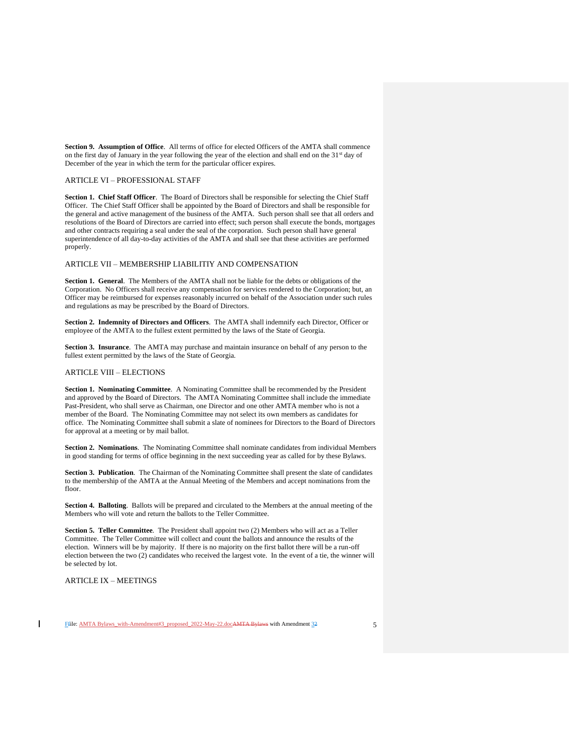**Section 9. Assumption of Office**. All terms of office for elected Officers of the AMTA shall commence on the first day of January in the year following the year of the election and shall end on the 31st day of December of the year in which the term for the particular officer expires.

## ARTICLE VI – PROFESSIONAL STAFF

**Section 1. Chief Staff Officer**. The Board of Directors shall be responsible for selecting the Chief Staff Officer. The Chief Staff Officer shall be appointed by the Board of Directors and shall be responsible for the general and active management of the business of the AMTA. Such person shall see that all orders and resolutions of the Board of Directors are carried into effect; such person shall execute the bonds, mortgages and other contracts requiring a seal under the seal of the corporation. Such person shall have general superintendence of all day-to-day activities of the AMTA and shall see that these activities are performed properly.

## ARTICLE VII – MEMBERSHIP LIABILITIY AND COMPENSATION

**Section 1. General**. The Members of the AMTA shall not be liable for the debts or obligations of the Corporation. No Officers shall receive any compensation for services rendered to the Corporation; but, an Officer may be reimbursed for expenses reasonably incurred on behalf of the Association under such rules and regulations as may be prescribed by the Board of Directors.

**Section 2. Indemnity of Directors and Officers**. The AMTA shall indemnify each Director, Officer or employee of the AMTA to the fullest extent permitted by the laws of the State of Georgia.

**Section 3. Insurance**. The AMTA may purchase and maintain insurance on behalf of any person to the fullest extent permitted by the laws of the State of Georgia.

## ARTICLE VIII – ELECTIONS

**Section 1. Nominating Committee**. A Nominating Committee shall be recommended by the President and approved by the Board of Directors. The AMTA Nominating Committee shall include the immediate Past-President, who shall serve as Chairman, one Director and one other AMTA member who is not a member of the Board. The Nominating Committee may not select its own members as candidates for office. The Nominating Committee shall submit a slate of nominees for Directors to the Board of Directors for approval at a meeting or by mail ballot.

**Section 2. Nominations**. The Nominating Committee shall nominate candidates from individual Members in good standing for terms of office beginning in the next succeeding year as called for by these Bylaws.

**Section 3. Publication**. The Chairman of the Nominating Committee shall present the slate of candidates to the membership of the AMTA at the Annual Meeting of the Members and accept nominations from the floor.

**Section 4. Balloting**. Ballots will be prepared and circulated to the Members at the annual meeting of the Members who will vote and return the ballots to the Teller Committee.

**Section 5. Teller Committee**. The President shall appoint two (2) Members who will act as a Teller Committee. The Teller Committee will collect and count the ballots and announce the results of the election. Winners will be by majority. If there is no majority on the first ballot there will be a run-off election between the two (2) candidates who received the largest vote. In the event of a tie, the winner will be selected by lot.

## ARTICLE IX – MEETINGS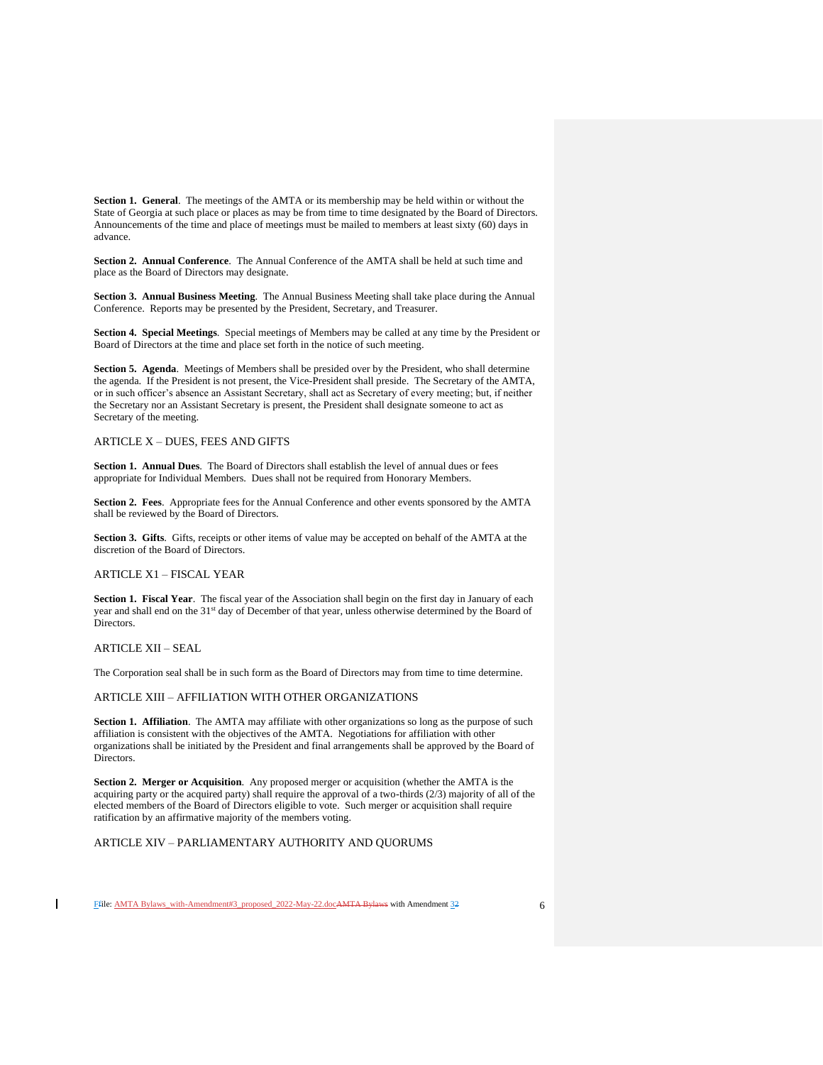**Section 1. General**. The meetings of the AMTA or its membership may be held within or without the State of Georgia at such place or places as may be from time to time designated by the Board of Directors. Announcements of the time and place of meetings must be mailed to members at least sixty (60) days in advance.

**Section 2. Annual Conference**. The Annual Conference of the AMTA shall be held at such time and place as the Board of Directors may designate.

**Section 3. Annual Business Meeting**. The Annual Business Meeting shall take place during the Annual Conference. Reports may be presented by the President, Secretary, and Treasurer.

**Section 4. Special Meetings**. Special meetings of Members may be called at any time by the President or Board of Directors at the time and place set forth in the notice of such meeting.

**Section 5. Agenda**. Meetings of Members shall be presided over by the President, who shall determine the agenda. If the President is not present, the Vice-President shall preside. The Secretary of the AMTA, or in such officer's absence an Assistant Secretary, shall act as Secretary of every meeting; but, if neither the Secretary nor an Assistant Secretary is present, the President shall designate someone to act as Secretary of the meeting.

## ARTICLE X – DUES, FEES AND GIFTS

**Section 1. Annual Dues**. The Board of Directors shall establish the level of annual dues or fees appropriate for Individual Members. Dues shall not be required from Honorary Members.

**Section 2. Fees**. Appropriate fees for the Annual Conference and other events sponsored by the AMTA shall be reviewed by the Board of Directors.

**Section 3. Gifts**. Gifts, receipts or other items of value may be accepted on behalf of the AMTA at the discretion of the Board of Directors.

## ARTICLE X1 – FISCAL YEAR

**Section 1. Fiscal Year**. The fiscal year of the Association shall begin on the first day in January of each year and shall end on the 31st day of December of that year, unless otherwise determined by the Board of Directors.

## ARTICLE XII – SEAL

The Corporation seal shall be in such form as the Board of Directors may from time to time determine.

## ARTICLE XIII – AFFILIATION WITH OTHER ORGANIZATIONS

**Section 1. Affiliation**. The AMTA may affiliate with other organizations so long as the purpose of such affiliation is consistent with the objectives of the AMTA. Negotiations for affiliation with other organizations shall be initiated by the President and final arrangements shall be approved by the Board of Directors.

**Section 2. Merger or Acquisition**. Any proposed merger or acquisition (whether the AMTA is the acquiring party or the acquired party) shall require the approval of a two-thirds (2/3) majority of all of the elected members of the Board of Directors eligible to vote. Such merger or acquisition shall require ratification by an affirmative majority of the members voting.

## ARTICLE XIV – PARLIAMENTARY AUTHORITY AND QUORUMS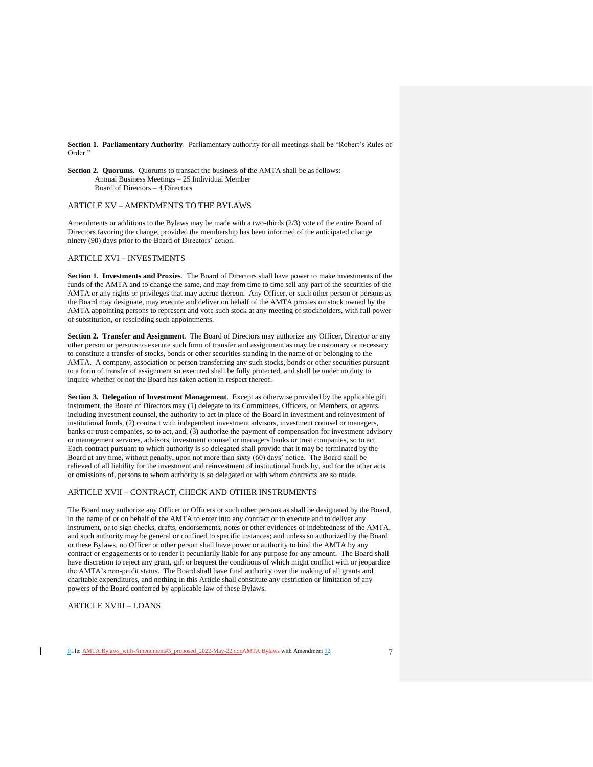**Section 1. Parliamentary Authority**. Parliamentary authority for all meetings shall be "Robert's Rules of Order."

**Section 2. Quorums**. Quorums to transact the business of the AMTA shall be as follows:
Annual Business Meetings – 25 Individual Member
Board of Directors – 4 Directors

## ARTICLE XV – AMENDMENTS TO THE BYLAWS

Amendments or additions to the Bylaws may be made with a two-thirds (2/3) vote of the entire Board of Directors favoring the change, provided the membership has been informed of the anticipated change ninety (90) days prior to the Board of Directors' action.

## ARTICLE XVI – INVESTMENTS

**Section 1. Investments and Proxies**. The Board of Directors shall have power to make investments of the funds of the AMTA and to change the same, and may from time to time sell any part of the securities of the AMTA or any rights or privileges that may accrue thereon. Any Officer, or such other person or persons as the Board may designate, may execute and deliver on behalf of the AMTA proxies on stock owned by the AMTA appointing persons to represent and vote such stock at any meeting of stockholders, with full power of substitution, or rescinding such appointments.

**Section 2. Transfer and Assignment**. The Board of Directors may authorize any Officer, Director or any other person or persons to execute such form of transfer and assignment as may be customary or necessary to constitute a transfer of stocks, bonds or other securities standing in the name of or belonging to the AMTA. A company, association or person transferring any such stocks, bonds or other securities pursuant to a form of transfer of assignment so executed shall be fully protected, and shall be under no duty to inquire whether or not the Board has taken action in respect thereof.

**Section 3. Delegation of Investment Management**. Except as otherwise provided by the applicable gift instrument, the Board of Directors may (1) delegate to its Committees, Officers, or Members, or agents, including investment counsel, the authority to act in place of the Board in investment and reinvestment of institutional funds, (2) contract with independent investment advisors, investment counsel or managers, banks or trust companies, so to act, and, (3) authorize the payment of compensation for investment advisory or management services, advisors, investment counsel or managers banks or trust companies, so to act. Each contract pursuant to which authority is so delegated shall provide that it may be terminated by the Board at any time, without penalty, upon not more than sixty (60) days' notice. The Board shall be relieved of all liability for the investment and reinvestment of institutional funds by, and for the other acts or omissions of, persons to whom authority is so delegated or with whom contracts are so made.

## ARTICLE XVII – CONTRACT, CHECK AND OTHER INSTRUMENTS

The Board may authorize any Officer or Officers or such other persons as shall be designated by the Board, in the name of or on behalf of the AMTA to enter into any contract or to execute and to deliver any instrument, or to sign checks, drafts, endorsements, notes or other evidences of indebtedness of the AMTA, and such authority may be general or confined to specific instances; and unless so authorized by the Board or these Bylaws, no Officer or other person shall have power or authority to bind the AMTA by any contract or engagements or to render it pecuniarily liable for any purpose for any amount. The Board shall have discretion to reject any grant, gift or bequest the conditions of which might conflict with or jeopardize the AMTA's non-profit status. The Board shall have final authority over the making of all grants and charitable expenditures, and nothing in this Article shall constitute any restriction or limitation of any powers of the Board conferred by applicable law of these Bylaws.

## ARTICLE XVIII – LOANS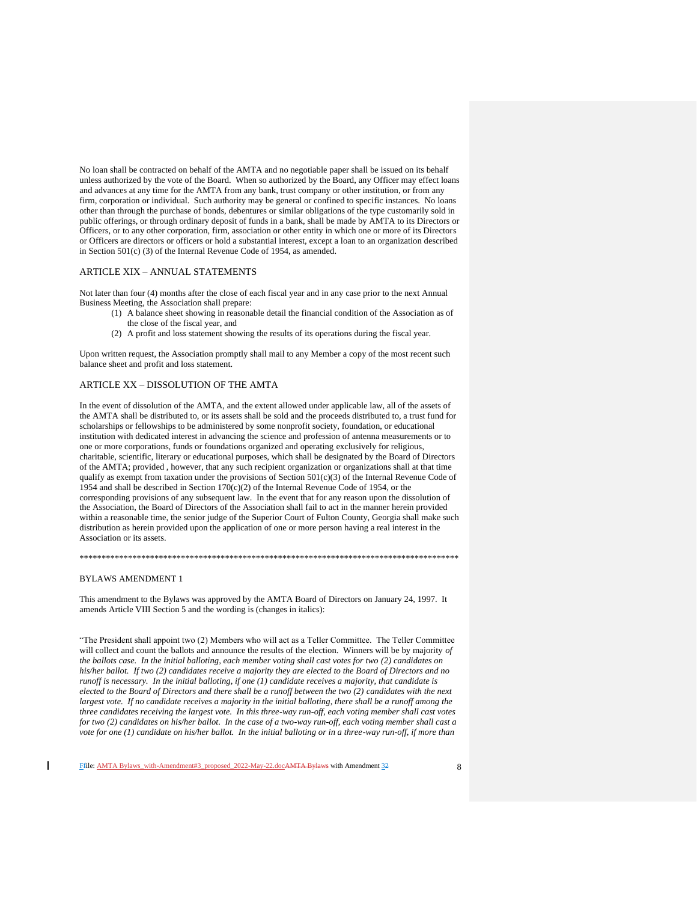No loan shall be contracted on behalf of the AMTA and no negotiable paper shall be issued on its behalf unless authorized by the vote of the Board. When so authorized by the Board, any Officer may effect loans and advances at any time for the AMTA from any bank, trust company or other institution, or from any firm, corporation or individual. Such authority may be general or confined to specific instances. No loans other than through the purchase of bonds, debentures or similar obligations of the type customarily sold in public offerings, or through ordinary deposit of funds in a bank, shall be made by AMTA to its Directors or Officers, or to any other corporation, firm, association or other entity in which one or more of its Directors or Officers are directors or officers or hold a substantial interest, except a loan to an organization described in Section 501(c) (3) of the Internal Revenue Code of 1954, as amended.

## ARTICLE XIX – ANNUAL STATEMENTS

Not later than four (4) months after the close of each fiscal year and in any case prior to the next Annual Business Meeting, the Association shall prepare:

(1) A balance sheet showing in reasonable detail the financial condition of the Association as of the close of the fiscal year, and
(2) A profit and loss statement showing the results of its operations during the fiscal year.

Upon written request, the Association promptly shall mail to any Member a copy of the most recent such balance sheet and profit and loss statement.

## ARTICLE XX – DISSOLUTION OF THE AMTA

In the event of dissolution of the AMTA, and the extent allowed under applicable law, all of the assets of the AMTA shall be distributed to, or its assets shall be sold and the proceeds distributed to, a trust fund for scholarships or fellowships to be administered by some nonprofit society, foundation, or educational institution with dedicated interest in advancing the science and profession of antenna measurements or to one or more corporations, funds or foundations organized and operating exclusively for religious, charitable, scientific, literary or educational purposes, which shall be designated by the Board of Directors of the AMTA; provided , however, that any such recipient organization or organizations shall at that time qualify as exempt from taxation under the provisions of Section 501(c)(3) of the Internal Revenue Code of 1954 and shall be described in Section 170(c)(2) of the Internal Revenue Code of 1954, or the corresponding provisions of any subsequent law. In the event that for any reason upon the dissolution of the Association, the Board of Directors of the Association shall fail to act in the manner herein provided within a reasonable time, the senior judge of the Superior Court of Fulton County, Georgia shall make such distribution as herein provided upon the application of one or more person having a real interest in the Association or its assets.

*****************************************************************************************

## BYLAWS AMENDMENT 1

This amendment to the Bylaws was approved by the AMTA Board of Directors on January 24, 1997. It amends Article VIII Section 5 and the wording is (changes in italics):

"The President shall appoint two (2) Members who will act as a Teller Committee. The Teller Committee will collect and count the ballots and announce the results of the election. Winners will be by majority *of the ballots case. In the initial balloting, each member voting shall cast votes for two (2) candidates on his/her ballot. If two (2) candidates receive a majority they are elected to the Board of Directors and no runoff is necessary. In the initial balloting, if one (1) candidate receives a majority, that candidate is elected to the Board of Directors and there shall be a runoff between the two (2) candidates with the next largest vote. If no candidate receives a majority in the initial balloting, there shall be a runoff among the three candidates receiving the largest vote. In this three-way run-off, each voting member shall cast votes for two (2) candidates on his/her ballot. In the case of a two-way run-off, each voting member shall cast a vote for one (1) candidate on his/her ballot. In the initial balloting or in a three-way run-off, if more than*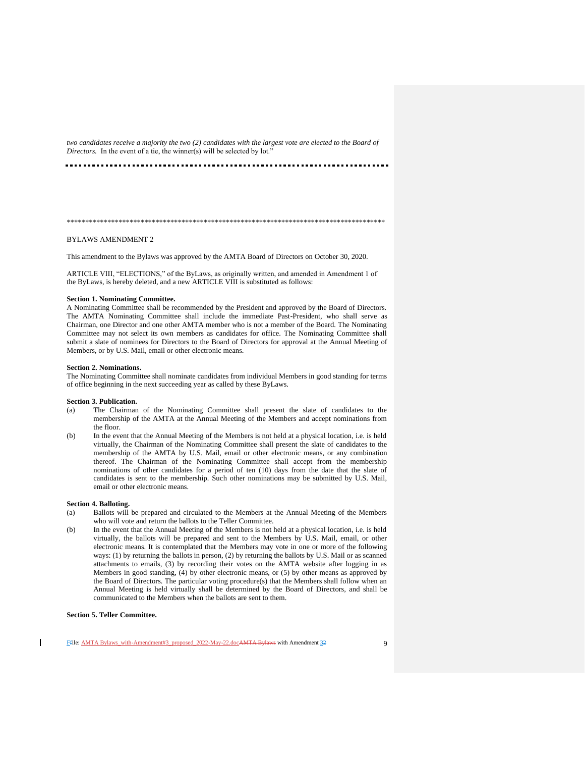*two candidates receive a majority the two (2) candidates with the largest vote are elected to the Board of Directors.* In the event of a tie, the winner(s) will be selected by lot."

---

*****************************************************************************************

BYLAWS AMENDMENT 2

This amendment to the Bylaws was approved by the AMTA Board of Directors on October 30, 2020.

ARTICLE VIII, "ELECTIONS," of the ByLaws, as originally written, and amended in Amendment 1 of the ByLaws, is hereby deleted, and a new ARTICLE VIII is substituted as follows:

**Section 1. Nominating Committee.**
A Nominating Committee shall be recommended by the President and approved by the Board of Directors. The AMTA Nominating Committee shall include the immediate Past-President, who shall serve as Chairman, one Director and one other AMTA member who is not a member of the Board. The Nominating Committee may not select its own members as candidates for office. The Nominating Committee shall submit a slate of nominees for Directors to the Board of Directors for approval at the Annual Meeting of Members, or by U.S. Mail, email or other electronic means.

**Section 2. Nominations.**
The Nominating Committee shall nominate candidates from individual Members in good standing for terms of office beginning in the next succeeding year as called by these ByLaws.

**Section 3. Publication.**

(a) The Chairman of the Nominating Committee shall present the slate of candidates to the membership of the AMTA at the Annual Meeting of the Members and accept nominations from the floor.

(b) In the event that the Annual Meeting of the Members is not held at a physical location, i.e. is held virtually, the Chairman of the Nominating Committee shall present the slate of candidates to the membership of the AMTA by U.S. Mail, email or other electronic means, or any combination thereof. The Chairman of the Nominating Committee shall accept from the membership nominations of other candidates for a period of ten (10) days from the date that the slate of candidates is sent to the membership. Such other nominations may be submitted by U.S. Mail, email or other electronic means.

**Section 4. Balloting.**

(a) Ballots will be prepared and circulated to the Members at the Annual Meeting of the Members who will vote and return the ballots to the Teller Committee.

(b) In the event that the Annual Meeting of the Members is not held at a physical location, i.e. is held virtually, the ballots will be prepared and sent to the Members by U.S. Mail, email, or other electronic means. It is contemplated that the Members may vote in one or more of the following ways: (1) by returning the ballots in person, (2) by returning the ballots by U.S. Mail or as scanned attachments to emails, (3) by recording their votes on the AMTA website after logging in as Members in good standing, (4) by other electronic means, or (5) by other means as approved by the Board of Directors. The particular voting procedure(s) that the Members shall follow when an Annual Meeting is held virtually shall be determined by the Board of Directors, and shall be communicated to the Members when the ballots are sent to them.

**Section 5. Teller Committee.**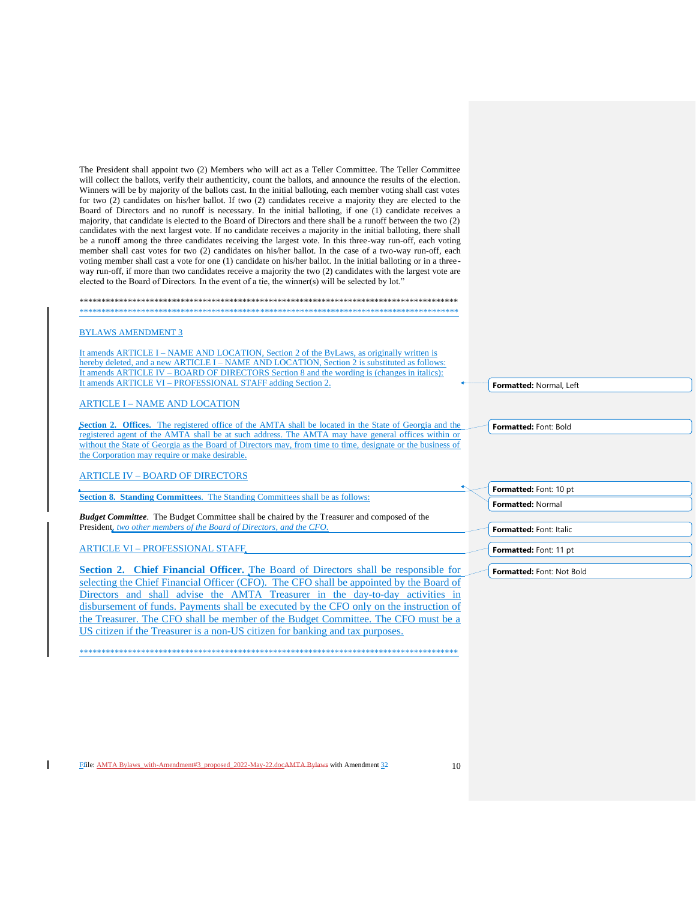The President shall appoint two (2) Members who will act as a Teller Committee. The Teller Committee will collect the ballots, verify their authenticity, count the ballots, and announce the results of the election. Winners will be by majority of the ballots cast. In the initial balloting, each member voting shall cast votes for two (2) candidates on his/her ballot. If two (2) candidates receive a majority they are elected to the Board of Directors and no runoff is necessary. In the initial balloting, if one (1) candidate receives a majority, that candidate is elected to the Board of Directors and there shall be a runoff between the two (2) candidates with the next largest vote. If no candidate receives a majority in the initial balloting, there shall be a runoff among the three candidates receiving the largest vote. In this three-way run-off, each voting member shall cast votes for two (2) candidates on his/her ballot. In the case of a two-way run-off, each voting member shall cast a vote for one (1) candidate on his/her ballot. In the initial balloting or in a three-way run-off, if more than two candidates receive a majority the two (2) candidates with the largest vote are elected to the Board of Directors. In the event of a tie, the winner(s) will be selected by lot."

***************************************************************************************

***************************************************************************************

BYLAWS AMENDMENT 3

It amends ARTICLE I – NAME AND LOCATION, Section 2 of the ByLaws, as originally written is hereby deleted, and a new ARTICLE I – NAME AND LOCATION, Section 2 is substituted as follows:
It amends ARTICLE IV – BOARD OF DIRECTORS Section 8 and the wording is (changes in italics):
It amends ARTICLE VI – PROFESSIONAL STAFF adding Section 2.

ARTICLE I – NAME AND LOCATION

**Section 2. Offices.** The registered office of the AMTA shall be located in the State of Georgia and the registered agent of the AMTA shall be at such address. The AMTA may have general offices within or without the State of Georgia as the Board of Directors may, from time to time, designate or the business of the Corporation may require or make desirable.

ARTICLE IV – BOARD OF DIRECTORS

**Section 8. Standing Committees.** The Standing Committees shall be as follows:

***Budget Committee***. The Budget Committee shall be chaired by the Treasurer and composed of the President*, two other members of the Board of Directors, and the CFO.*

ARTICLE VI – PROFESSIONAL STAFF

**Section 2. Chief Financial Officer.** The Board of Directors shall be responsible for selecting the Chief Financial Officer (CFO). The CFO shall be appointed by the Board of Directors and shall advise the AMTA Treasurer in the day-to-day activities in disbursement of funds. Payments shall be executed by the CFO only on the instruction of the Treasurer. The CFO shall be member of the Budget Committee. The CFO must be a US citizen if the Treasurer is a non-US citizen for banking and tax purposes.

***************************************************************************************

Formatted: Normal, Left

Formatted: Font: Bold

Formatted: Font: 10 pt

Formatted: Normal

Formatted: Font: Italic

Formatted: Font: 11 pt

Formatted: Font: Not Bold